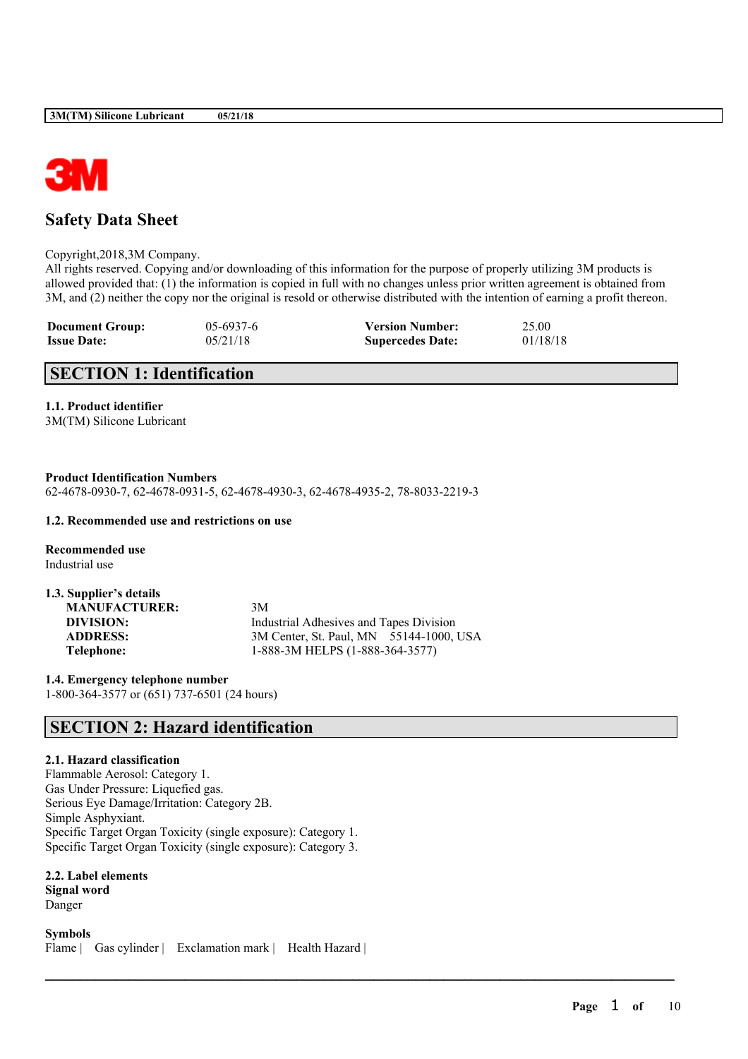# Safety Data Sheet

Copyright,2018,3M Company.
All rights reserved. Copying and/or downloading of this information for the purpose of properly utilizing 3M products is allowed provided that: (1) the information is copied in full with no changes unless prior written agreement is obtained from 3M, and (2) neither the copy nor the original is resold or otherwise distributed with the intention of earning a profit thereon.

| **Document Group:** | 05-6937-6 | **Version Number:** | 25.00 |
|---|---|---|---|
| **Issue Date:** | 05/21/18 | **Supercedes Date:** | 01/18/18 |

## SECTION 1: Identification

**1.1. Product identifier**
3M(TM) Silicone Lubricant

**Product Identification Numbers**
62-4678-0930-7, 62-4678-0931-5, 62-4678-4930-3, 62-4678-4935-2, 78-8033-2219-3

**1.2. Recommended use and restrictions on use**

**Recommended use**
Industrial use

**1.3. Supplier's details**

| | |
|---|---|
| **MANUFACTURER:** | 3M |
| **DIVISION:** | Industrial Adhesives and Tapes Division |
| **ADDRESS:** | 3M Center, St. Paul, MN 55144-1000, USA |
| **Telephone:** | 1-888-3M HELPS (1-888-364-3577) |

**1.4. Emergency telephone number**
1-800-364-3577 or (651) 737-6501 (24 hours)

## SECTION 2: Hazard identification

**2.1. Hazard classification**
Flammable Aerosol: Category 1.
Gas Under Pressure: Liquefied gas.
Serious Eye Damage/Irritation: Category 2B.
Simple Asphyxiant.
Specific Target Organ Toxicity (single exposure): Category 1.
Specific Target Organ Toxicity (single exposure): Category 3.

**2.2. Label elements**
**Signal word**
Danger

**Symbols**
Flame | Gas cylinder | Exclamation mark | Health Hazard |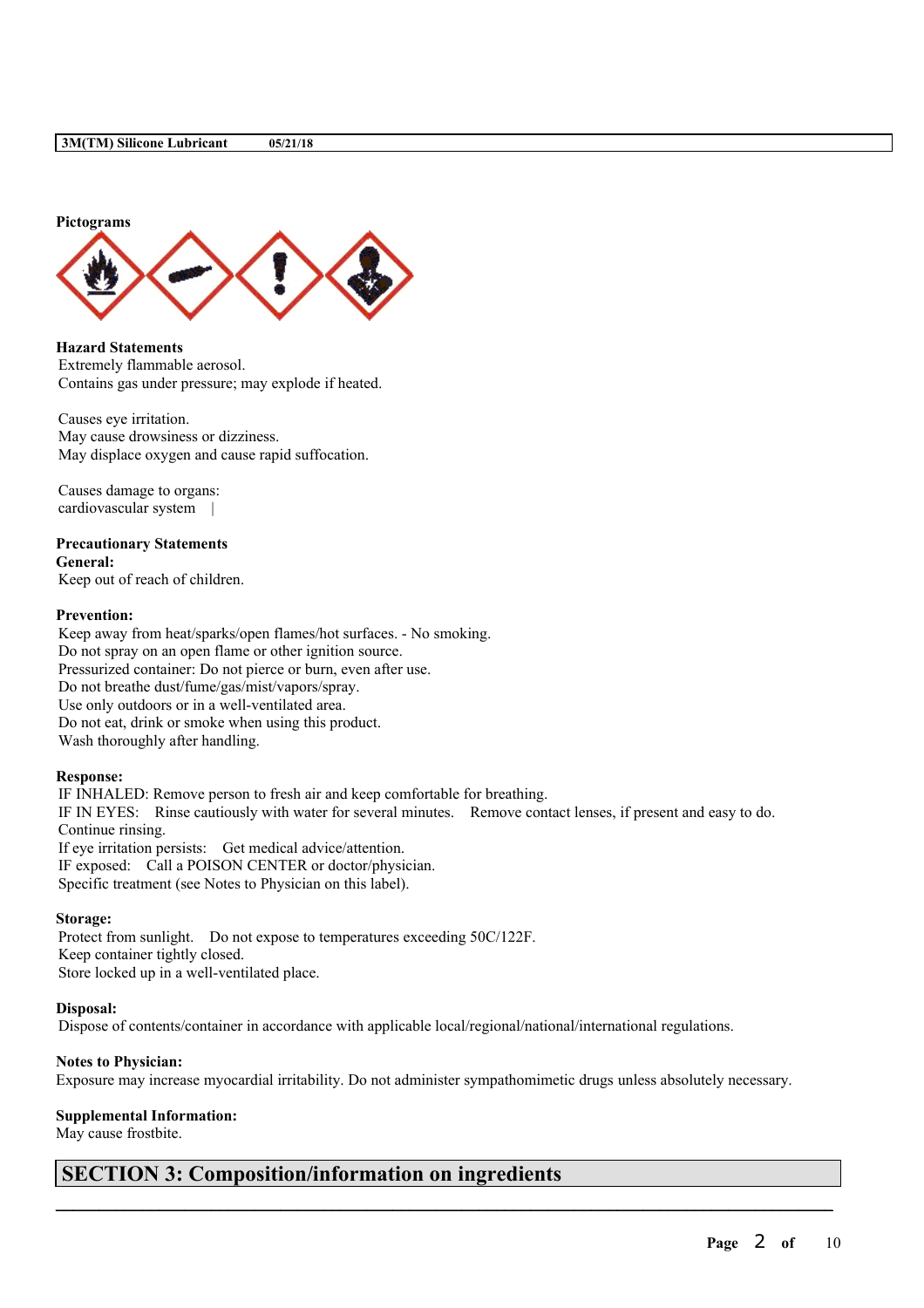**Pictograms**

**Hazard Statements**

Extremely flammable aerosol.
Contains gas under pressure; may explode if heated.

Causes eye irritation.
May cause drowsiness or dizziness.
May displace oxygen and cause rapid suffocation.

Causes damage to organs:
cardiovascular system |

**Precautionary Statements**

**General:**

Keep out of reach of children.

**Prevention:**

Keep away from heat/sparks/open flames/hot surfaces. - No smoking.
Do not spray on an open flame or other ignition source.
Pressurized container: Do not pierce or burn, even after use.
Do not breathe dust/fume/gas/mist/vapors/spray.
Use only outdoors or in a well-ventilated area.
Do not eat, drink or smoke when using this product.
Wash thoroughly after handling.

**Response:**

IF INHALED: Remove person to fresh air and keep comfortable for breathing.
IF IN EYES: Rinse cautiously with water for several minutes. Remove contact lenses, if present and easy to do. Continue rinsing.
If eye irritation persists: Get medical advice/attention.
IF exposed: Call a POISON CENTER or doctor/physician.
Specific treatment (see Notes to Physician on this label).

**Storage:**

Protect from sunlight. Do not expose to temperatures exceeding 50C/122F.
Keep container tightly closed.
Store locked up in a well-ventilated place.

**Disposal:**

Dispose of contents/container in accordance with applicable local/regional/national/international regulations.

**Notes to Physician:**

Exposure may increase myocardial irritability. Do not administer sympathomimetic drugs unless absolutely necessary.

**Supplemental Information:**

May cause frostbite.

## SECTION 3: Composition/information on ingredients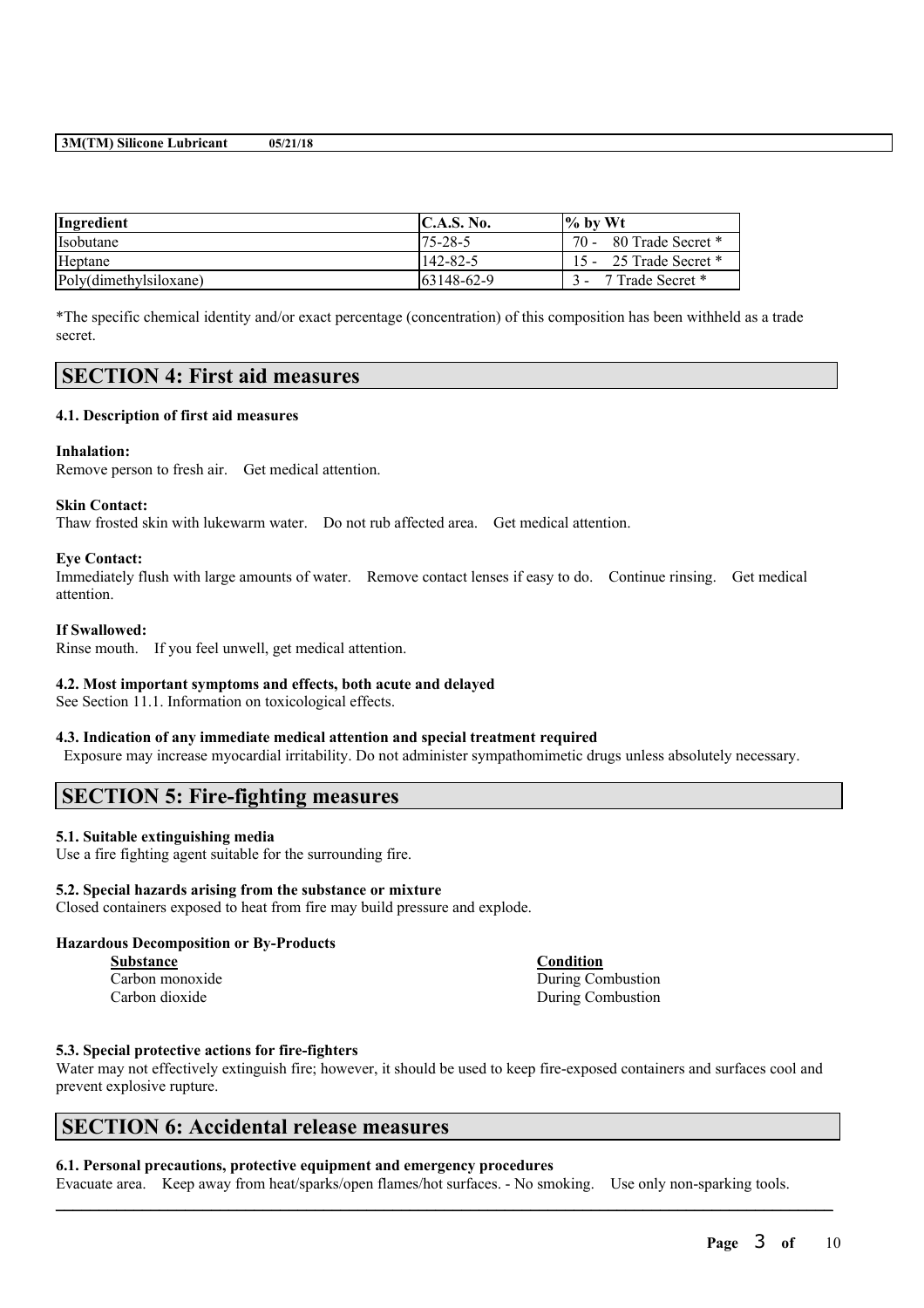| Ingredient | C.A.S. No. | % by Wt |
| --- | --- | --- |
| Isobutane | 75-28-5 | 70 - 80 Trade Secret * |
| Heptane | 142-82-5 | 15 - 25 Trade Secret * |
| Poly(dimethylsiloxane) | 63148-62-9 | 3 - 7 Trade Secret * |

*The specific chemical identity and/or exact percentage (concentration) of this composition has been withheld as a trade secret.

## SECTION 4: First aid measures

### 4.1. Description of first aid measures

**Inhalation:**
Remove person to fresh air. Get medical attention.

**Skin Contact:**
Thaw frosted skin with lukewarm water. Do not rub affected area. Get medical attention.

**Eye Contact:**
Immediately flush with large amounts of water. Remove contact lenses if easy to do. Continue rinsing. Get medical attention.

**If Swallowed:**
Rinse mouth. If you feel unwell, get medical attention.

### 4.2. Most important symptoms and effects, both acute and delayed

See Section 11.1. Information on toxicological effects.

### 4.3. Indication of any immediate medical attention and special treatment required

Exposure may increase myocardial irritability. Do not administer sympathomimetic drugs unless absolutely necessary.

## SECTION 5: Fire-fighting measures

### 5.1. Suitable extinguishing media

Use a fire fighting agent suitable for the surrounding fire.

### 5.2. Special hazards arising from the substance or mixture

Closed containers exposed to heat from fire may build pressure and explode.

**Hazardous Decomposition or By-Products**

| Substance | Condition |
| --- | --- |
| Carbon monoxide | During Combustion |
| Carbon dioxide | During Combustion |

### 5.3. Special protective actions for fire-fighters

Water may not effectively extinguish fire; however, it should be used to keep fire-exposed containers and surfaces cool and prevent explosive rupture.

## SECTION 6: Accidental release measures

### 6.1. Personal precautions, protective equipment and emergency procedures

Evacuate area. Keep away from heat/sparks/open flames/hot surfaces. - No smoking. Use only non-sparking tools.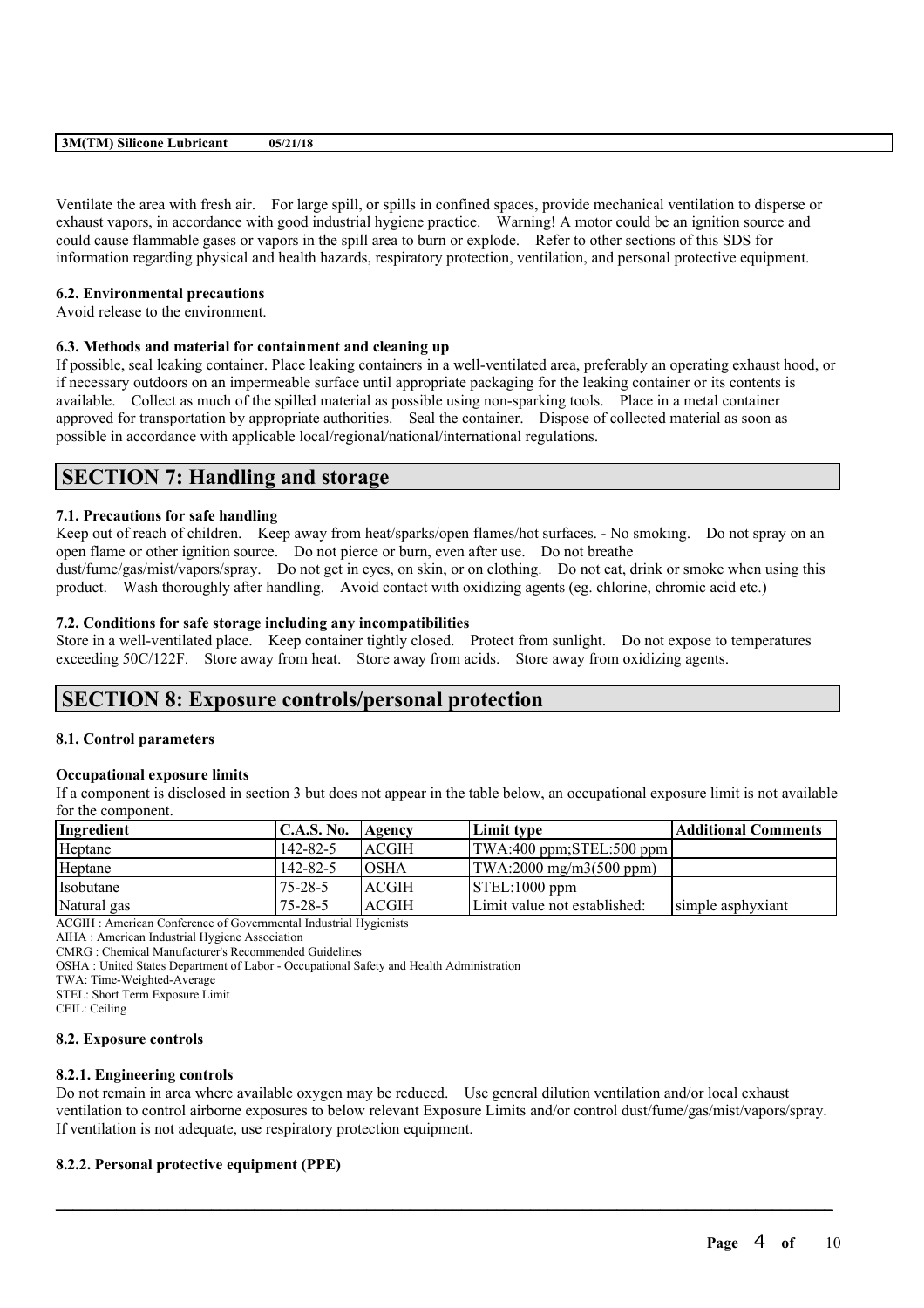Ventilate the area with fresh air. For large spill, or spills in confined spaces, provide mechanical ventilation to disperse or exhaust vapors, in accordance with good industrial hygiene practice. Warning! A motor could be an ignition source and could cause flammable gases or vapors in the spill area to burn or explode. Refer to other sections of this SDS for information regarding physical and health hazards, respiratory protection, ventilation, and personal protective equipment.

### 6.2. Environmental precautions

Avoid release to the environment.

### 6.3. Methods and material for containment and cleaning up

If possible, seal leaking container. Place leaking containers in a well-ventilated area, preferably an operating exhaust hood, or if necessary outdoors on an impermeable surface until appropriate packaging for the leaking container or its contents is available. Collect as much of the spilled material as possible using non-sparking tools. Place in a metal container approved for transportation by appropriate authorities. Seal the container. Dispose of collected material as soon as possible in accordance with applicable local/regional/national/international regulations.

## SECTION 7: Handling and storage

### 7.1. Precautions for safe handling

Keep out of reach of children. Keep away from heat/sparks/open flames/hot surfaces. - No smoking. Do not spray on an open flame or other ignition source. Do not pierce or burn, even after use. Do not breathe dust/fume/gas/mist/vapors/spray. Do not get in eyes, on skin, or on clothing. Do not eat, drink or smoke when using this product. Wash thoroughly after handling. Avoid contact with oxidizing agents (eg. chlorine, chromic acid etc.)

### 7.2. Conditions for safe storage including any incompatibilities

Store in a well-ventilated place. Keep container tightly closed. Protect from sunlight. Do not expose to temperatures exceeding 50C/122F. Store away from heat. Store away from acids. Store away from oxidizing agents.

## SECTION 8: Exposure controls/personal protection

### 8.1. Control parameters

**Occupational exposure limits**

If a component is disclosed in section 3 but does not appear in the table below, an occupational exposure limit is not available for the component.

| Ingredient | C.A.S. No. | Agency | Limit type | Additional Comments |
|---|---|---|---|---|
| Heptane | 142-82-5 | ACGIH | TWA:400 ppm;STEL:500 ppm | |
| Heptane | 142-82-5 | OSHA | TWA:2000 mg/m3(500 ppm) | |
| Isobutane | 75-28-5 | ACGIH | STEL:1000 ppm | |
| Natural gas | 75-28-5 | ACGIH | Limit value not established: | simple asphyxiant |

ACGIH : American Conference of Governmental Industrial Hygienists
AIHA : American Industrial Hygiene Association
CMRG : Chemical Manufacturer's Recommended Guidelines
OSHA : United States Department of Labor - Occupational Safety and Health Administration
TWA: Time-Weighted-Average
STEL: Short Term Exposure Limit
CEIL: Ceiling

### 8.2. Exposure controls

#### 8.2.1. Engineering controls

Do not remain in area where available oxygen may be reduced. Use general dilution ventilation and/or local exhaust ventilation to control airborne exposures to below relevant Exposure Limits and/or control dust/fume/gas/mist/vapors/spray. If ventilation is not adequate, use respiratory protection equipment.

#### 8.2.2. Personal protective equipment (PPE)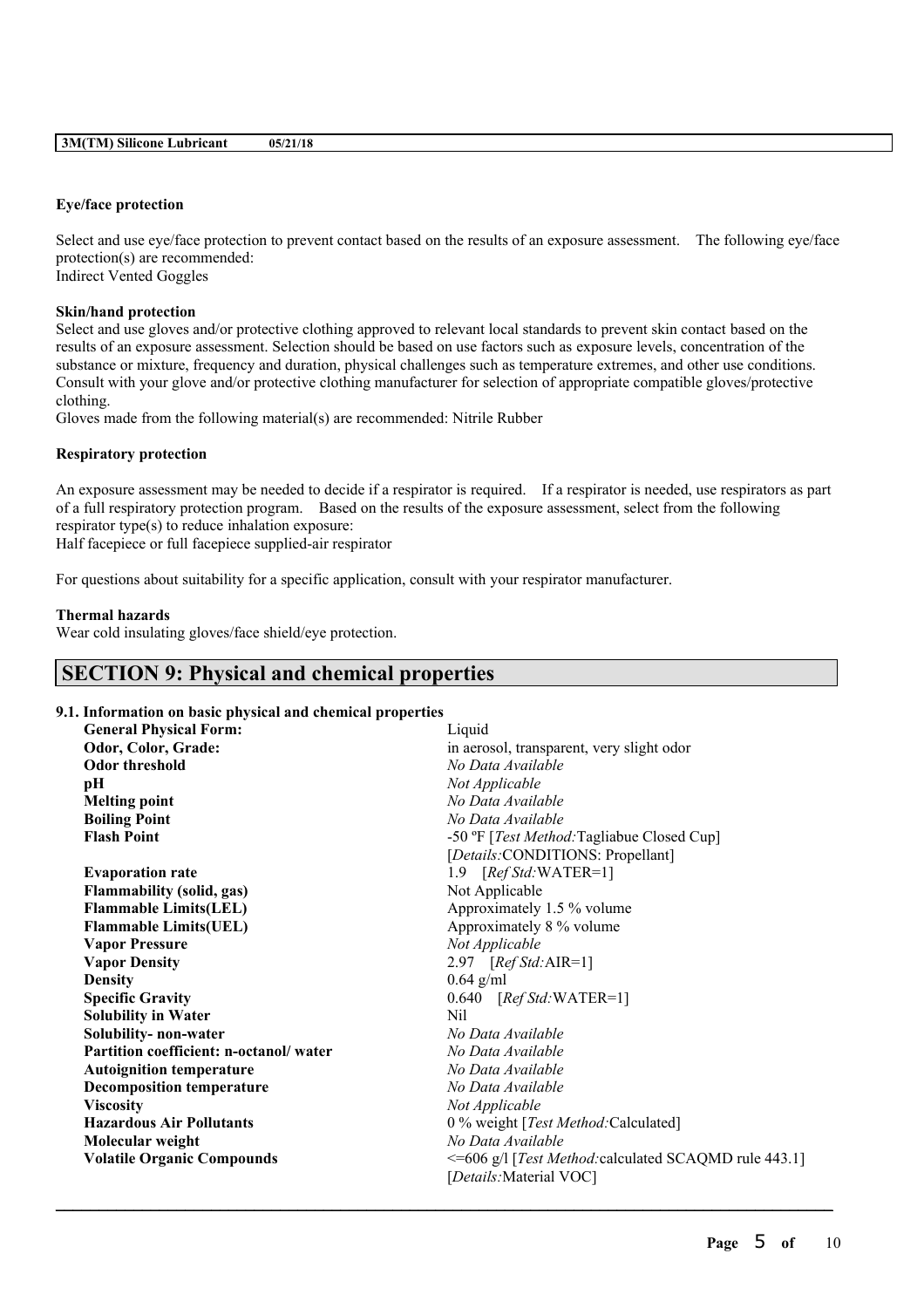**Eye/face protection**

Select and use eye/face protection to prevent contact based on the results of an exposure assessment. The following eye/face protection(s) are recommended:
Indirect Vented Goggles

**Skin/hand protection**

Select and use gloves and/or protective clothing approved to relevant local standards to prevent skin contact based on the results of an exposure assessment. Selection should be based on use factors such as exposure levels, concentration of the substance or mixture, frequency and duration, physical challenges such as temperature extremes, and other use conditions. Consult with your glove and/or protective clothing manufacturer for selection of appropriate compatible gloves/protective clothing.
Gloves made from the following material(s) are recommended: Nitrile Rubber

**Respiratory protection**

An exposure assessment may be needed to decide if a respirator is required. If a respirator is needed, use respirators as part of a full respiratory protection program. Based on the results of the exposure assessment, select from the following respirator type(s) to reduce inhalation exposure:
Half facepiece or full facepiece supplied-air respirator

For questions about suitability for a specific application, consult with your respirator manufacturer.

**Thermal hazards**

Wear cold insulating gloves/face shield/eye protection.

## SECTION 9: Physical and chemical properties

### 9.1. Information on basic physical and chemical properties

| | |
|---|---|
| **General Physical Form:** | Liquid |
| **Odor, Color, Grade:** | in aerosol, transparent, very slight odor |
| **Odor threshold** | *No Data Available* |
| **pH** | *Not Applicable* |
| **Melting point** | *No Data Available* |
| **Boiling Point** | *No Data Available* |
| **Flash Point** | -50 ºF [*Test Method:*Tagliabue Closed Cup] [*Details:*CONDITIONS: Propellant] |
| **Evaporation rate** | 1.9 [*Ref Std:*WATER=1] |
| **Flammability (solid, gas)** | Not Applicable |
| **Flammable Limits(LEL)** | Approximately 1.5 % volume |
| **Flammable Limits(UEL)** | Approximately 8 % volume |
| **Vapor Pressure** | *Not Applicable* |
| **Vapor Density** | 2.97 [*Ref Std:*AIR=1] |
| **Density** | 0.64 g/ml |
| **Specific Gravity** | 0.640 [*Ref Std:*WATER=1] |
| **Solubility in Water** | Nil |
| **Solubility- non-water** | *No Data Available* |
| **Partition coefficient: n-octanol/ water** | *No Data Available* |
| **Autoignition temperature** | *No Data Available* |
| **Decomposition temperature** | *No Data Available* |
| **Viscosity** | *Not Applicable* |
| **Hazardous Air Pollutants** | 0 % weight [*Test Method:*Calculated] |
| **Molecular weight** | *No Data Available* |
| **Volatile Organic Compounds** | <=606 g/l [*Test Method:*calculated SCAQMD rule 443.1] [*Details:*Material VOC] |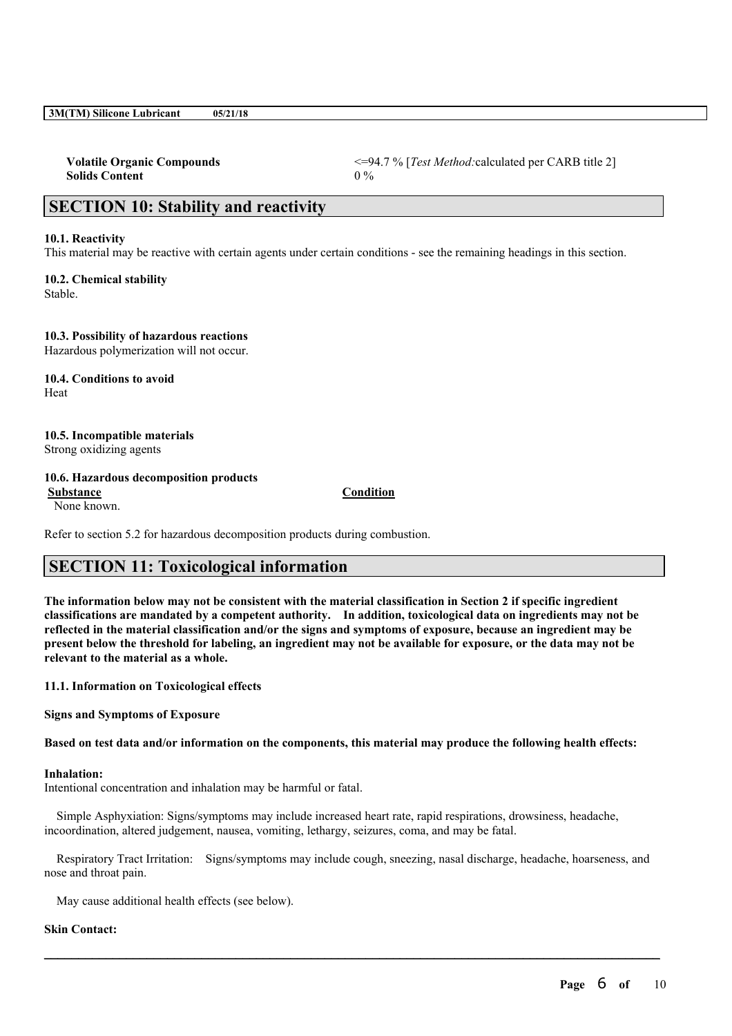| | |
|---|---|
| **Volatile Organic Compounds** | <=94.7 % [*Test Method:*calculated per CARB title 2] |
| **Solids Content** | 0 % |

## SECTION 10: Stability and reactivity

**10.1. Reactivity**

This material may be reactive with certain agents under certain conditions - see the remaining headings in this section.

**10.2. Chemical stability**

Stable.

**10.3. Possibility of hazardous reactions**

Hazardous polymerization will not occur.

**10.4. Conditions to avoid**

Heat

**10.5. Incompatible materials**

Strong oxidizing agents

**10.6. Hazardous decomposition products**

| Substance | Condition |
|---|---|
| None known. | |

Refer to section 5.2 for hazardous decomposition products during combustion.

## SECTION 11: Toxicological information

**The information below may not be consistent with the material classification in Section 2 if specific ingredient classifications are mandated by a competent authority. In addition, toxicological data on ingredients may not be reflected in the material classification and/or the signs and symptoms of exposure, because an ingredient may be present below the threshold for labeling, an ingredient may not be available for exposure, or the data may not be relevant to the material as a whole.**

**11.1. Information on Toxicological effects**

**Signs and Symptoms of Exposure**

**Based on test data and/or information on the components, this material may produce the following health effects:**

**Inhalation:**

Intentional concentration and inhalation may be harmful or fatal.

Simple Asphyxiation: Signs/symptoms may include increased heart rate, rapid respirations, drowsiness, headache, incoordination, altered judgement, nausea, vomiting, lethargy, seizures, coma, and may be fatal.

Respiratory Tract Irritation: Signs/symptoms may include cough, sneezing, nasal discharge, headache, hoarseness, and nose and throat pain.

May cause additional health effects (see below).

**Skin Contact:**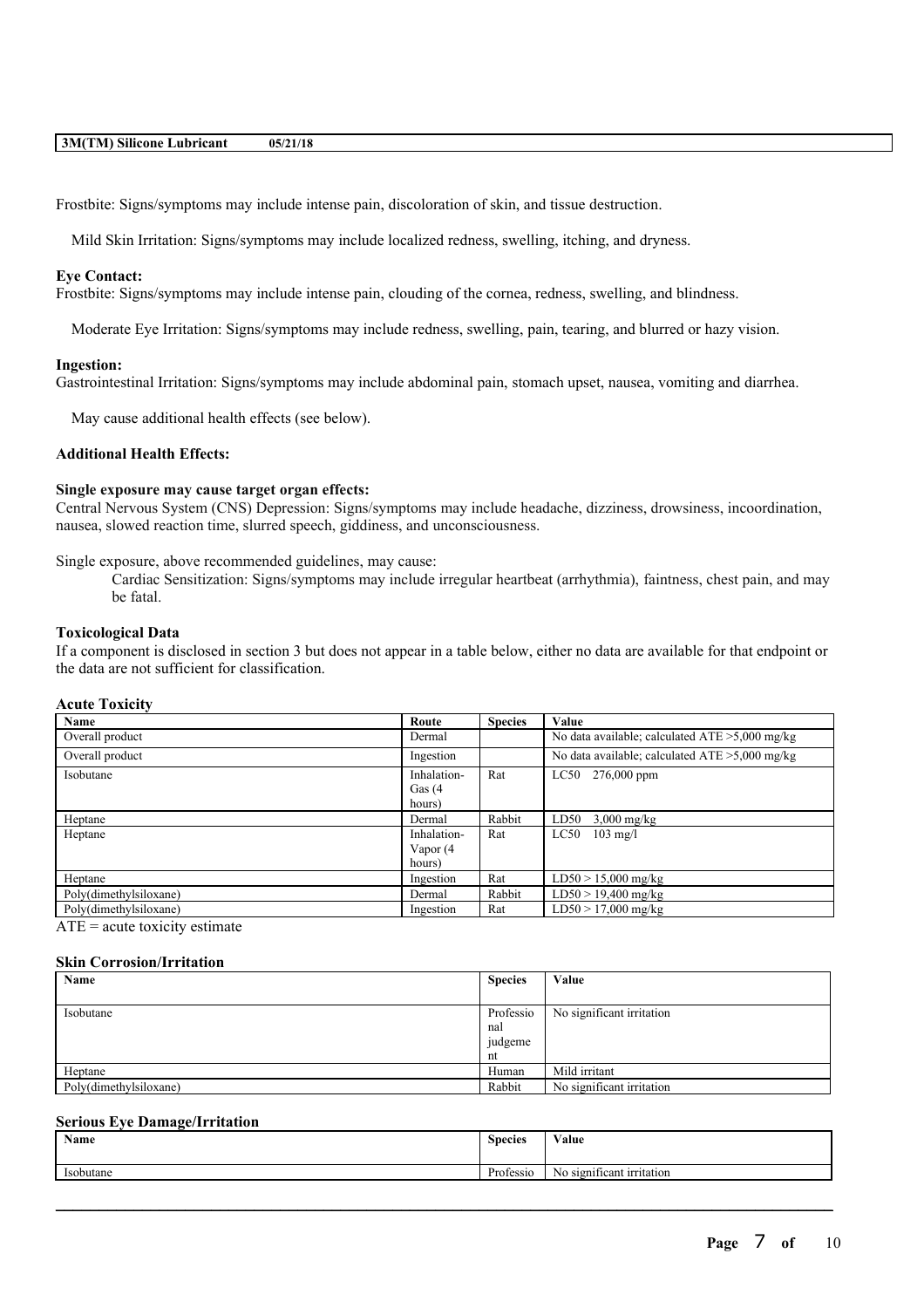Frostbite: Signs/symptoms may include intense pain, discoloration of skin, and tissue destruction.

Mild Skin Irritation: Signs/symptoms may include localized redness, swelling, itching, and dryness.

**Eye Contact:**
Frostbite: Signs/symptoms may include intense pain, clouding of the cornea, redness, swelling, and blindness.

Moderate Eye Irritation: Signs/symptoms may include redness, swelling, pain, tearing, and blurred or hazy vision.

**Ingestion:**
Gastrointestinal Irritation: Signs/symptoms may include abdominal pain, stomach upset, nausea, vomiting and diarrhea.

May cause additional health effects (see below).

**Additional Health Effects:**

**Single exposure may cause target organ effects:**
Central Nervous System (CNS) Depression: Signs/symptoms may include headache, dizziness, drowsiness, incoordination, nausea, slowed reaction time, slurred speech, giddiness, and unconsciousness.

Single exposure, above recommended guidelines, may cause:

Cardiac Sensitization: Signs/symptoms may include irregular heartbeat (arrhythmia), faintness, chest pain, and may be fatal.

**Toxicological Data**
If a component is disclosed in section 3 but does not appear in a table below, either no data are available for that endpoint or the data are not sufficient for classification.

**Acute Toxicity**

| Name | Route | Species | Value |
|---|---|---|---|
| Overall product | Dermal | | No data available; calculated ATE >5,000 mg/kg |
| Overall product | Ingestion | | No data available; calculated ATE >5,000 mg/kg |
| Isobutane | Inhalation-Gas (4 hours) | Rat | LC50 276,000 ppm |
| Heptane | Dermal | Rabbit | LD50 3,000 mg/kg |
| Heptane | Inhalation-Vapor (4 hours) | Rat | LC50 103 mg/l |
| Heptane | Ingestion | Rat | LD50 > 15,000 mg/kg |
| Poly(dimethylsiloxane) | Dermal | Rabbit | LD50 > 19,400 mg/kg |
| Poly(dimethylsiloxane) | Ingestion | Rat | LD50 > 17,000 mg/kg |

ATE = acute toxicity estimate

**Skin Corrosion/Irritation**

| Name | Species | Value |
|---|---|---|
| Isobutane | Professional judgement | No significant irritation |
| Heptane | Human | Mild irritant |
| Poly(dimethylsiloxane) | Rabbit | No significant irritation |

**Serious Eye Damage/Irritation**

| Name | Species | Value |
|---|---|---|
| Isobutane | Professio | No significant irritation |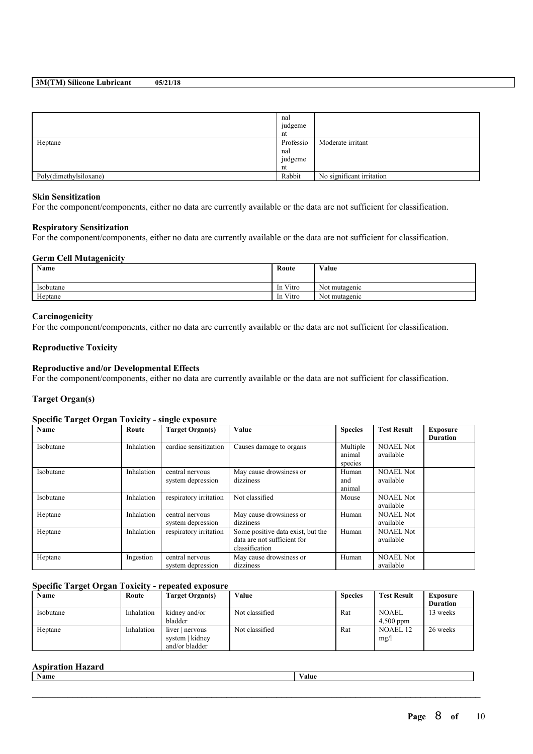| | nal judgement | |
|---|---|---|
| Heptane | Professional judgement | Moderate irritant |
| Poly(dimethylsiloxane) | Rabbit | No significant irritation |

### Skin Sensitization

For the component/components, either no data are currently available or the data are not sufficient for classification.

### Respiratory Sensitization

For the component/components, either no data are currently available or the data are not sufficient for classification.

### Germ Cell Mutagenicity

| Name | Route | Value |
|---|---|---|
| Isobutane | In Vitro | Not mutagenic |
| Heptane | In Vitro | Not mutagenic |

### Carcinogenicity

For the component/components, either no data are currently available or the data are not sufficient for classification.

### Reproductive Toxicity

### Reproductive and/or Developmental Effects

For the component/components, either no data are currently available or the data are not sufficient for classification.

### Target Organ(s)

### Specific Target Organ Toxicity - single exposure

| Name | Route | Target Organ(s) | Value | Species | Test Result | Exposure Duration |
|---|---|---|---|---|---|---|
| Isobutane | Inhalation | cardiac sensitization | Causes damage to organs | Multiple animal species | NOAEL Not available | |
| Isobutane | Inhalation | central nervous system depression | May cause drowsiness or dizziness | Human and animal | NOAEL Not available | |
| Isobutane | Inhalation | respiratory irritation | Not classified | Mouse | NOAEL Not available | |
| Heptane | Inhalation | central nervous system depression | May cause drowsiness or dizziness | Human | NOAEL Not available | |
| Heptane | Inhalation | respiratory irritation | Some positive data exist, but the data are not sufficient for classification | Human | NOAEL Not available | |
| Heptane | Ingestion | central nervous system depression | May cause drowsiness or dizziness | Human | NOAEL Not available | |

### Specific Target Organ Toxicity - repeated exposure

| Name | Route | Target Organ(s) | Value | Species | Test Result | Exposure Duration |
|---|---|---|---|---|---|---|
| Isobutane | Inhalation | kidney and/or bladder | Not classified | Rat | NOAEL 4,500 ppm | 13 weeks |
| Heptane | Inhalation | liver \| nervous system \| kidney and/or bladder | Not classified | Rat | NOAEL 12 mg/l | 26 weeks |

### Aspiration Hazard

| Name | Value |
|---|---|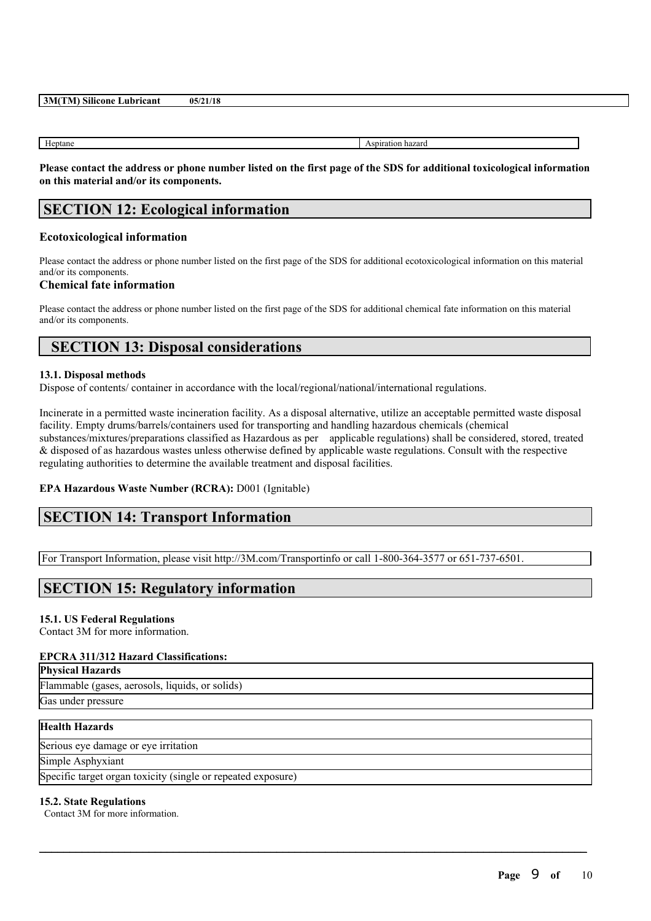| Heptane | Aspiration hazard |
|---|---|

**Please contact the address or phone number listed on the first page of the SDS for additional toxicological information on this material and/or its components.**

## SECTION 12: Ecological information

### Ecotoxicological information

Please contact the address or phone number listed on the first page of the SDS for additional ecotoxicological information on this material and/or its components.

### Chemical fate information

Please contact the address or phone number listed on the first page of the SDS for additional chemical fate information on this material and/or its components.

## SECTION 13: Disposal considerations

**13.1. Disposal methods**

Dispose of contents/ container in accordance with the local/regional/national/international regulations.

Incinerate in a permitted waste incineration facility. As a disposal alternative, utilize an acceptable permitted waste disposal facility. Empty drums/barrels/containers used for transporting and handling hazardous chemicals (chemical substances/mixtures/preparations classified as Hazardous as per applicable regulations) shall be considered, stored, treated & disposed of as hazardous wastes unless otherwise defined by applicable waste regulations. Consult with the respective regulating authorities to determine the available treatment and disposal facilities.

**EPA Hazardous Waste Number (RCRA):** D001 (Ignitable)

## SECTION 14: Transport Information

For Transport Information, please visit http://3M.com/Transportinfo or call 1-800-364-3577 or 651-737-6501.

## SECTION 15: Regulatory information

**15.1. US Federal Regulations**

Contact 3M for more information.

**EPCRA 311/312 Hazard Classifications:**

| Physical Hazards |
|---|
| Flammable (gases, aerosols, liquids, or solids) |
| Gas under pressure |

| Health Hazards |
|---|
| Serious eye damage or eye irritation |
| Simple Asphyxiant |
| Specific target organ toxicity (single or repeated exposure) |

**15.2. State Regulations**

Contact 3M for more information.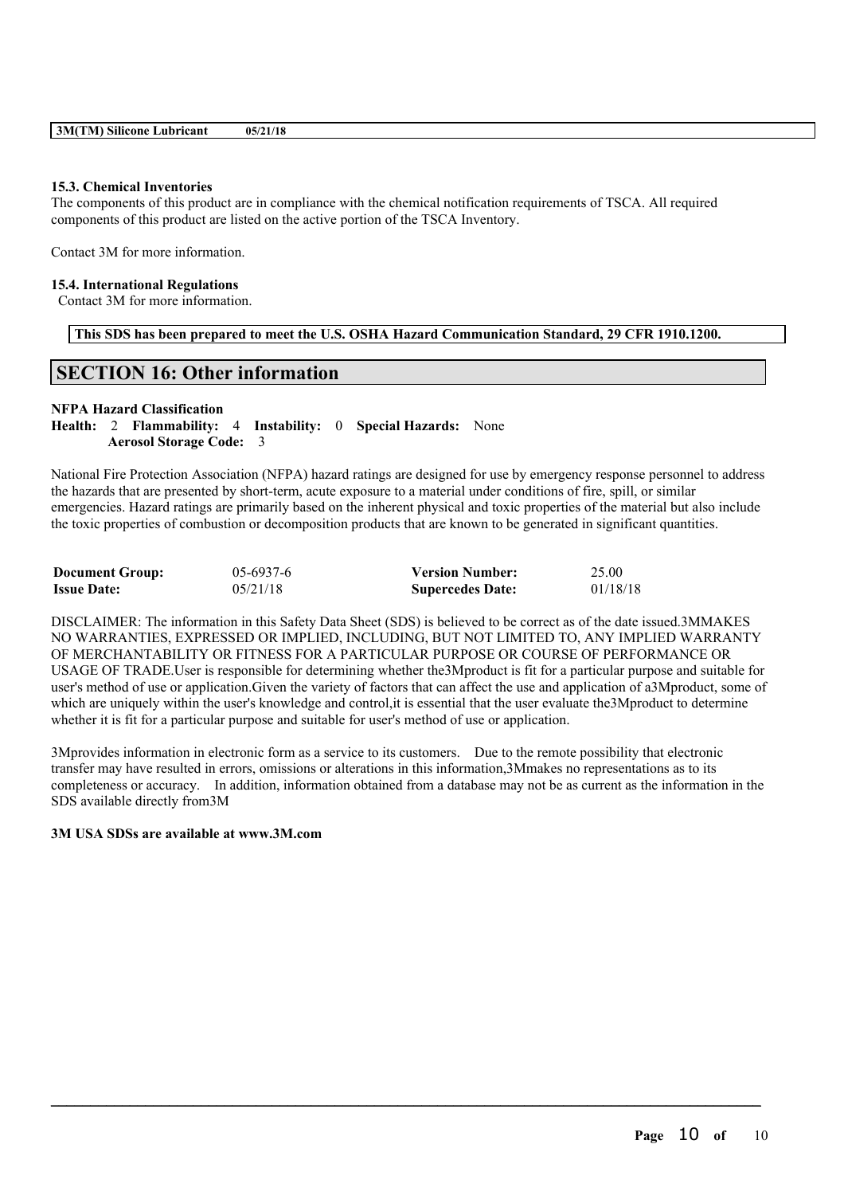#### 15.3. Chemical Inventories

The components of this product are in compliance with the chemical notification requirements of TSCA. All required components of this product are listed on the active portion of the TSCA Inventory.

Contact 3M for more information.

#### 15.4. International Regulations

Contact 3M for more information.

**This SDS has been prepared to meet the U.S. OSHA Hazard Communication Standard, 29 CFR 1910.1200.**

## SECTION 16: Other information

**NFPA Hazard Classification**

**Health:** 2 **Flammability:** 4 **Instability:** 0 **Special Hazards:** None
**Aerosol Storage Code:** 3

National Fire Protection Association (NFPA) hazard ratings are designed for use by emergency response personnel to address the hazards that are presented by short-term, acute exposure to a material under conditions of fire, spill, or similar emergencies. Hazard ratings are primarily based on the inherent physical and toxic properties of the material but also include the toxic properties of combustion or decomposition products that are known to be generated in significant quantities.

| | | | |
|---|---|---|---|
| **Document Group:** | 05-6937-6 | **Version Number:** | 25.00 |
| **Issue Date:** | 05/21/18 | **Supercedes Date:** | 01/18/18 |

DISCLAIMER: The information in this Safety Data Sheet (SDS) is believed to be correct as of the date issued.3MMAKES NO WARRANTIES, EXPRESSED OR IMPLIED, INCLUDING, BUT NOT LIMITED TO, ANY IMPLIED WARRANTY OF MERCHANTABILITY OR FITNESS FOR A PARTICULAR PURPOSE OR COURSE OF PERFORMANCE OR USAGE OF TRADE.User is responsible for determining whether the3Mproduct is fit for a particular purpose and suitable for user's method of use or application.Given the variety of factors that can affect the use and application of a3Mproduct, some of which are uniquely within the user's knowledge and control,it is essential that the user evaluate the3Mproduct to determine whether it is fit for a particular purpose and suitable for user's method of use or application.

3Mprovides information in electronic form as a service to its customers. Due to the remote possibility that electronic transfer may have resulted in errors, omissions or alterations in this information,3Mmakes no representations as to its completeness or accuracy. In addition, information obtained from a database may not be as current as the information in the SDS available directly from3M

**3M USA SDSs are available at www.3M.com**